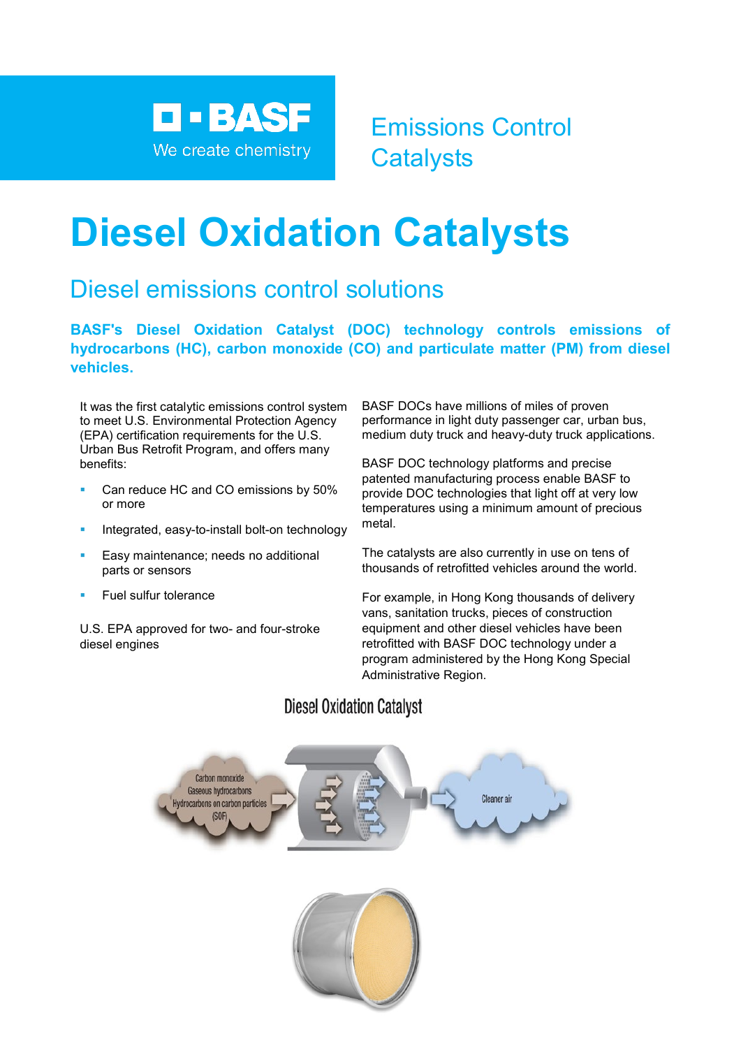BASF

We create chemistry

Emissions Control Catalysts

# Diesel Oxidation Catalysts

## Diesel emissions control solutions

**BASF's Diesel Oxidation Catalyst (DOC) technology controls emissions of hydrocarbons (HC), carbon monoxide (CO) and particulate matter (PM) from diesel vehicles.**

It was the first catalytic emissions control system to meet U.S. Environmental Protection Agency (EPA) certification requirements for the U.S. Urban Bus Retrofit Program, and offers many benefits:

- Can reduce HC and CO emissions by 50% or more
- Integrated, easy-to-install bolt-on technology
- Easy maintenance; needs no additional parts or sensors
- Fuel sulfur tolerance

U.S. EPA approved for two- and four-stroke diesel engines

BASF DOCs have millions of miles of proven performance in light duty passenger car, urban bus, medium duty truck and heavy-duty truck applications.

BASF DOC technology platforms and precise patented manufacturing process enable BASF to provide DOC technologies that light off at very low temperatures using a minimum amount of precious metal.

The catalysts are also currently in use on tens of thousands of retrofitted vehicles around the world.

For example, in Hong Kong thousands of delivery vans, sanitation trucks, pieces of construction equipment and other diesel vehicles have been retrofitted with BASF DOC technology under a program administered by the Hong Kong Special Administrative Region.

Diesel Oxidation Catalyst

Carbon monoxide
Gaseous hydrocarbons
Hydrocarbons on carbon particles (SOF)

Cleaner air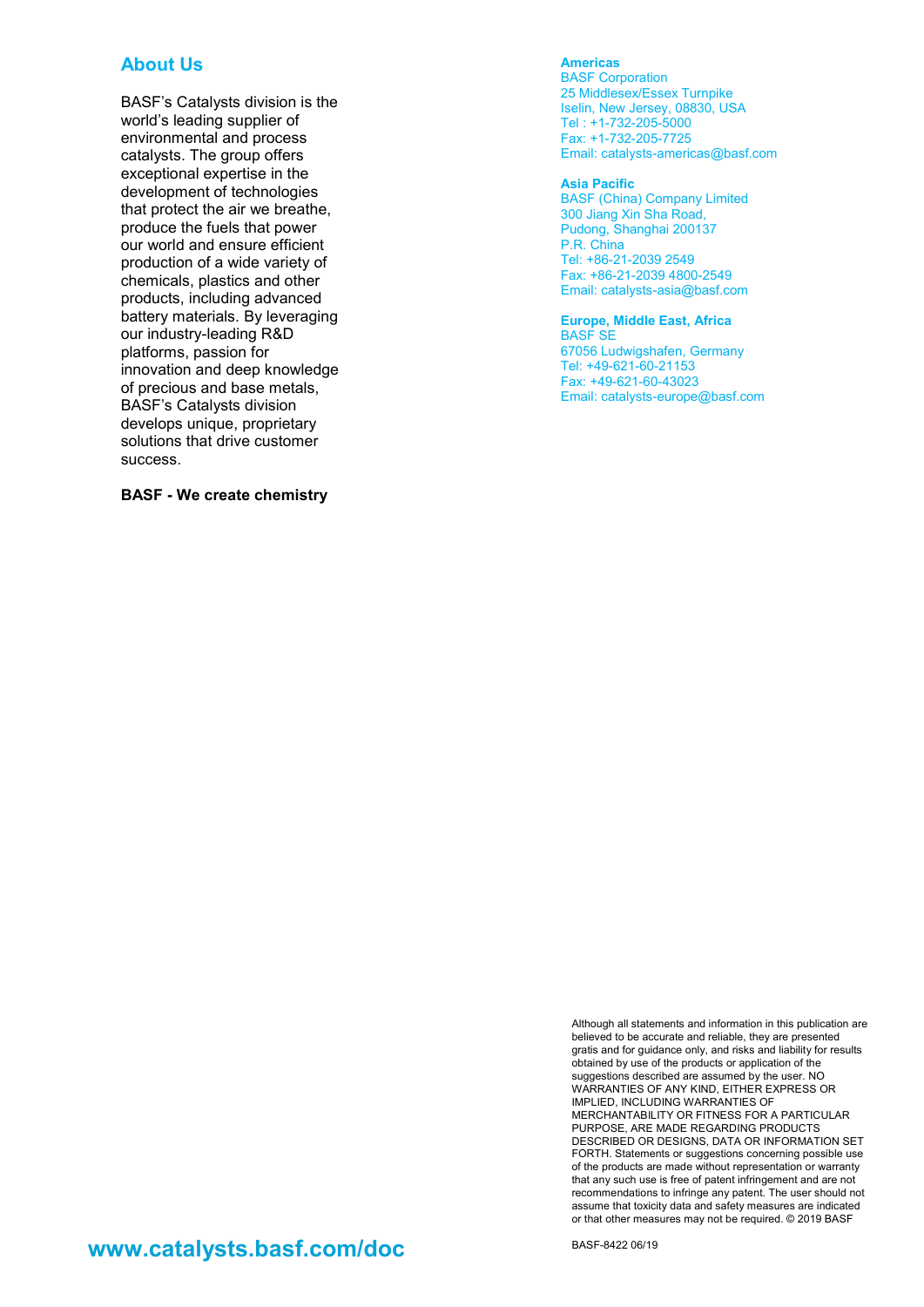## About Us

BASF's Catalysts division is the world's leading supplier of environmental and process catalysts. The group offers exceptional expertise in the development of technologies that protect the air we breathe, produce the fuels that power our world and ensure efficient production of a wide variety of chemicals, plastics and other products, including advanced battery materials. By leveraging our industry-leading R&D platforms, passion for innovation and deep knowledge of precious and base metals, BASF's Catalysts division develops unique, proprietary solutions that drive customer success.

**BASF - We create chemistry**

**Americas**
BASF Corporation
25 Middlesex/Essex Turnpike
Iselin, New Jersey, 08830, USA
Tel : +1-732-205-5000
Fax: +1-732-205-7725
Email: catalysts-americas@basf.com

**Asia Pacific**
BASF (China) Company Limited
300 Jiang Xin Sha Road,
Pudong, Shanghai 200137
P.R. China
Tel: +86-21-2039 2549
Fax: +86-21-2039 4800-2549
Email: catalysts-asia@basf.com

**Europe, Middle East, Africa**
BASF SE
67056 Ludwigshafen, Germany
Tel: +49-621-60-21153
Fax: +49-621-60-43023
Email: catalysts-europe@basf.com

Although all statements and information in this publication are believed to be accurate and reliable, they are presented gratis and for guidance only, and risks and liability for results obtained by use of the products or application of the suggestions described are assumed by the user. NO WARRANTIES OF ANY KIND, EITHER EXPRESS OR IMPLIED, INCLUDING WARRANTIES OF MERCHANTABILITY OR FITNESS FOR A PARTICULAR PURPOSE, ARE MADE REGARDING PRODUCTS DESCRIBED OR DESIGNS, DATA OR INFORMATION SET FORTH. Statements or suggestions concerning possible use of the products are made without representation or warranty that any such use is free of patent infringement and are not recommendations to infringe any patent. The user should not assume that toxicity data and safety measures are indicated or that other measures may not be required. © 2019 BASF

**www.catalysts.basf.com/doc**

BASF-8422 06/19